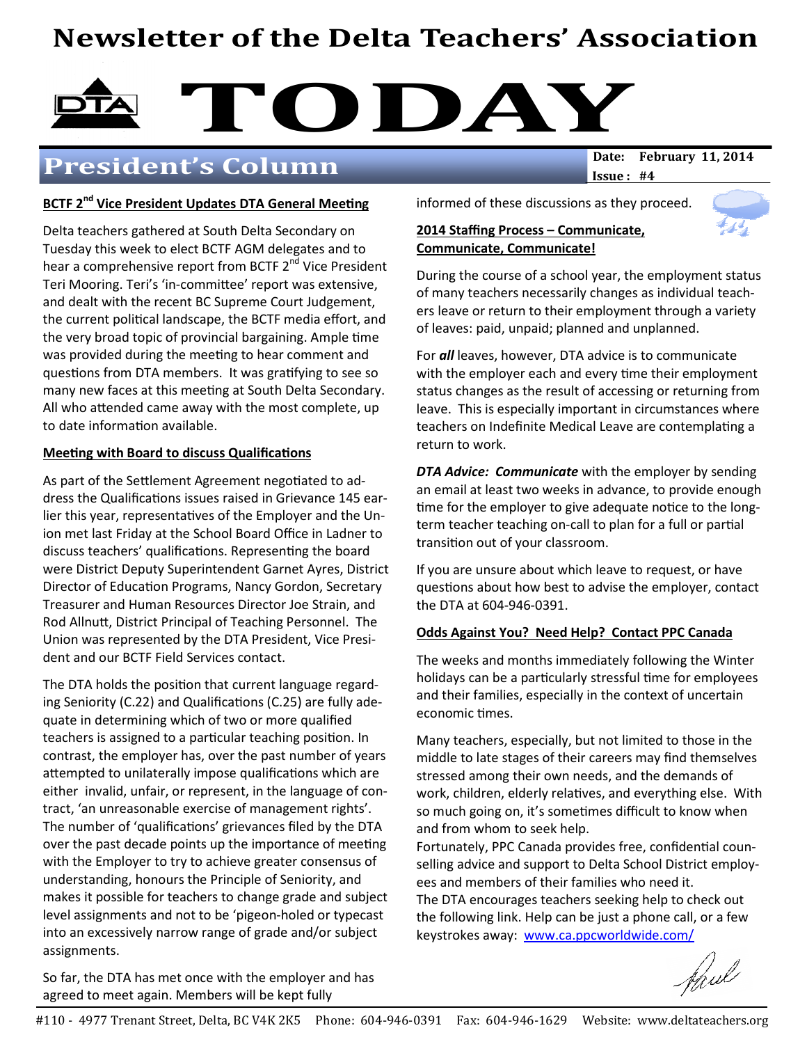# Newsletter of the Delta Teachers' Association

# TODAY

## President's Column

**Date: February 11, 2014**
**Issue : #4**

### BCTF 2nd Vice President Updates DTA General Meeting

Delta teachers gathered at South Delta Secondary on Tuesday this week to elect BCTF AGM delegates and to hear a comprehensive report from BCTF 2nd Vice President Teri Mooring. Teri's 'in-committee' report was extensive, and dealt with the recent BC Supreme Court Judgement, the current political landscape, the BCTF media effort, and the very broad topic of provincial bargaining. Ample time was provided during the meeting to hear comment and questions from DTA members. It was gratifying to see so many new faces at this meeting at South Delta Secondary. All who attended came away with the most complete, up to date information available.

### Meeting with Board to discuss Qualifications

As part of the Settlement Agreement negotiated to address the Qualifications issues raised in Grievance 145 earlier this year, representatives of the Employer and the Union met last Friday at the School Board Office in Ladner to discuss teachers' qualifications. Representing the board were District Deputy Superintendent Garnet Ayres, District Director of Education Programs, Nancy Gordon, Secretary Treasurer and Human Resources Director Joe Strain, and Rod Allnutt, District Principal of Teaching Personnel. The Union was represented by the DTA President, Vice President and our BCTF Field Services contact.

The DTA holds the position that current language regarding Seniority (C.22) and Qualifications (C.25) are fully adequate in determining which of two or more qualified teachers is assigned to a particular teaching position. In contrast, the employer has, over the past number of years attempted to unilaterally impose qualifications which are either invalid, unfair, or represent, in the language of contract, 'an unreasonable exercise of management rights'. The number of 'qualifications' grievances filed by the DTA over the past decade points up the importance of meeting with the Employer to try to achieve greater consensus of understanding, honours the Principle of Seniority, and makes it possible for teachers to change grade and subject level assignments and not to be 'pigeon-holed or typecast into an excessively narrow range of grade and/or subject assignments.

So far, the DTA has met once with the employer and has agreed to meet again. Members will be kept fully informed of these discussions as they proceed.

### 2014 Staffing Process – Communicate, Communicate, Communicate!

During the course of a school year, the employment status of many teachers necessarily changes as individual teachers leave or return to their employment through a variety of leaves: paid, unpaid; planned and unplanned.

For ***all*** leaves, however, DTA advice is to communicate with the employer each and every time their employment status changes as the result of accessing or returning from leave. This is especially important in circumstances where teachers on Indefinite Medical Leave are contemplating a return to work.

***DTA Advice: Communicate*** with the employer by sending an email at least two weeks in advance, to provide enough time for the employer to give adequate notice to the long-term teacher teaching on-call to plan for a full or partial transition out of your classroom.

If you are unsure about which leave to request, or have questions about how best to advise the employer, contact the DTA at 604-946-0391.

### Odds Against You? Need Help? Contact PPC Canada

The weeks and months immediately following the Winter holidays can be a particularly stressful time for employees and their families, especially in the context of uncertain economic times.

Many teachers, especially, but not limited to those in the middle to late stages of their careers may find themselves stressed among their own needs, and the demands of work, children, elderly relatives, and everything else. With so much going on, it's sometimes difficult to know when and from whom to seek help.

Fortunately, PPC Canada provides free, confidential counselling advice and support to Delta School District employees and members of their families who need it.

The DTA encourages teachers seeking help to check out the following link. Help can be just a phone call, or a few keystrokes away: www.ca.ppcworldwide.com/

Paul

#110 - 4977 Trenant Street, Delta, BC V4K 2K5 Phone: 604-946-0391 Fax: 604-946-1629 Website: www.deltateachers.org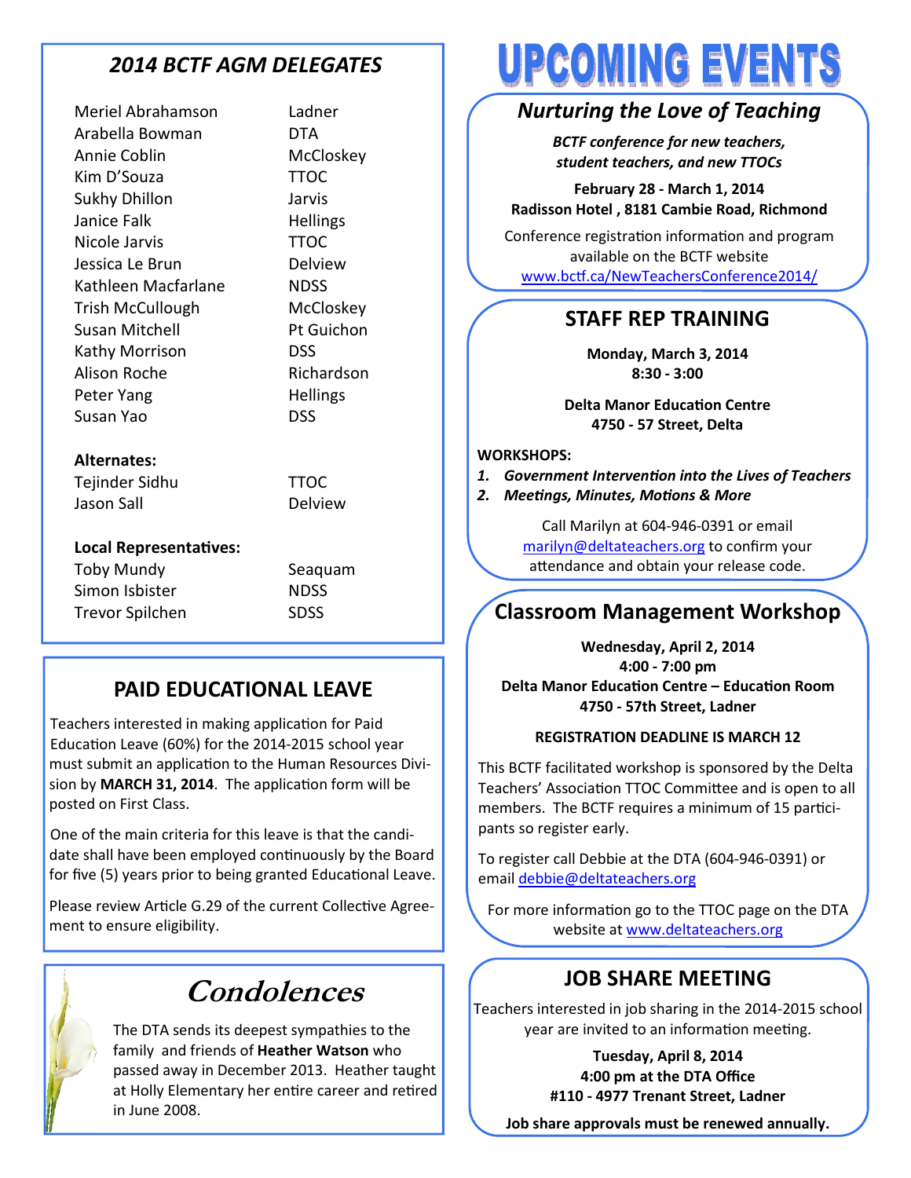## *2014 BCTF AGM DELEGATES*

| | |
|---|---|
| Meriel Abrahamson | Ladner |
| Arabella Bowman | DTA |
| Annie Coblin | McCloskey |
| Kim D'Souza | TTOC |
| Sukhy Dhillon | Jarvis |
| Janice Falk | Hellings |
| Nicole Jarvis | TTOC |
| Jessica Le Brun | Delview |
| Kathleen Macfarlane | NDSS |
| Trish McCullough | McCloskey |
| Susan Mitchell | Pt Guichon |
| Kathy Morrison | DSS |
| Alison Roche | Richardson |
| Peter Yang | Hellings |
| Susan Yao | DSS |

**Alternates:**

| | |
|---|---|
| Tejinder Sidhu | TTOC |
| Jason Sall | Delview |

**Local Representatives:**

| | |
|---|---|
| Toby Mundy | Seaquam |
| Simon Isbister | NDSS |
| Trevor Spilchen | SDSS |

## PAID EDUCATIONAL LEAVE

Teachers interested in making application for Paid Education Leave (60%) for the 2014-2015 school year must submit an application to the Human Resources Division by **MARCH 31, 2014**. The application form will be posted on First Class.

One of the main criteria for this leave is that the candidate shall have been employed continuously by the Board for five (5) years prior to being granted Educational Leave.

Please review Article G.29 of the current Collective Agreement to ensure eligibility.

## *Condolences*

The DTA sends its deepest sympathies to the family and friends of **Heather Watson** who passed away in December 2013. Heather taught at Holly Elementary her entire career and retired in June 2008.

# UPCOMING EVENTS

## *Nurturing the Love of Teaching*

***BCTF conference for new teachers, student teachers, and new TTOCs***

**February 28 - March 1, 2014**
**Radisson Hotel , 8181 Cambie Road, Richmond**

Conference registration information and program available on the BCTF website
www.bctf.ca/NewTeachersConference2014/

## STAFF REP TRAINING

**Monday, March 3, 2014**
**8:30 - 3:00**

**Delta Manor Education Centre**
**4750 - 57 Street, Delta**

**WORKSHOPS:**

1. ***Government Intervention into the Lives of Teachers***
2. ***Meetings, Minutes, Motions & More***

Call Marilyn at 604-946-0391 or email marilyn@deltateachers.org to confirm your attendance and obtain your release code.

## Classroom Management Workshop

**Wednesday, April 2, 2014**
**4:00 - 7:00 pm**
**Delta Manor Education Centre – Education Room**
**4750 - 57th Street, Ladner**

**REGISTRATION DEADLINE IS MARCH 12**

This BCTF facilitated workshop is sponsored by the Delta Teachers' Association TTOC Committee and is open to all members. The BCTF requires a minimum of 15 participants so register early.

To register call Debbie at the DTA (604-946-0391) or email debbie@deltateachers.org

For more information go to the TTOC page on the DTA website at www.deltateachers.org

## JOB SHARE MEETING

Teachers interested in job sharing in the 2014-2015 school year are invited to an information meeting.

**Tuesday, April 8, 2014**
**4:00 pm at the DTA Office**
**#110 - 4977 Trenant Street, Ladner**

**Job share approvals must be renewed annually.**